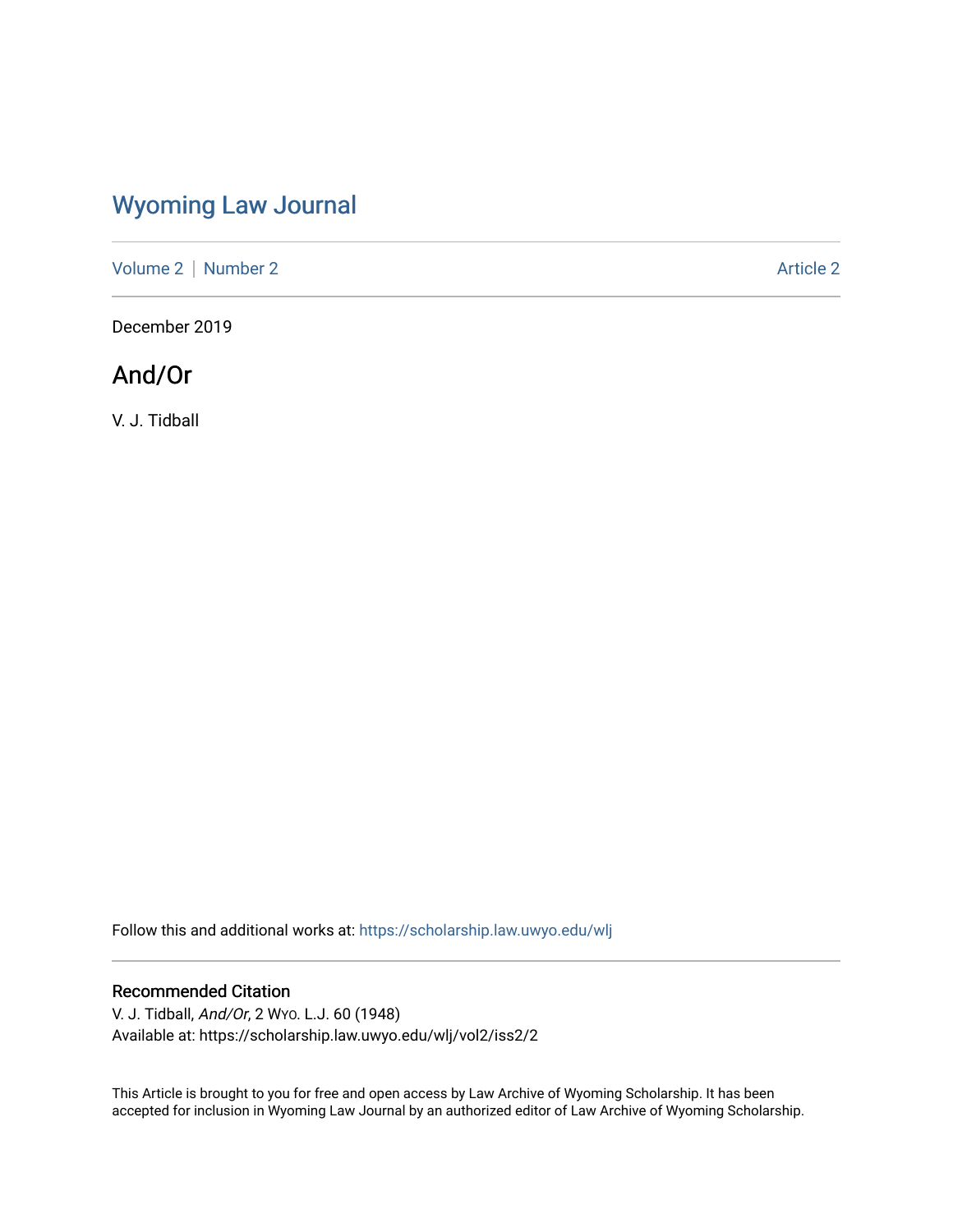# Wyoming Law Journal

Volume 2 | Number 2 — Article 2

December 2019

## And/Or

V. J. Tidball

Follow this and additional works at: https://scholarship.law.uwyo.edu/wlj

### Recommended Citation

V. J. Tidball, *And/Or*, 2 WYO. L.J. 60 (1948)
Available at: https://scholarship.law.uwyo.edu/wlj/vol2/iss2/2

This Article is brought to you for free and open access by Law Archive of Wyoming Scholarship. It has been accepted for inclusion in Wyoming Law Journal by an authorized editor of Law Archive of Wyoming Scholarship.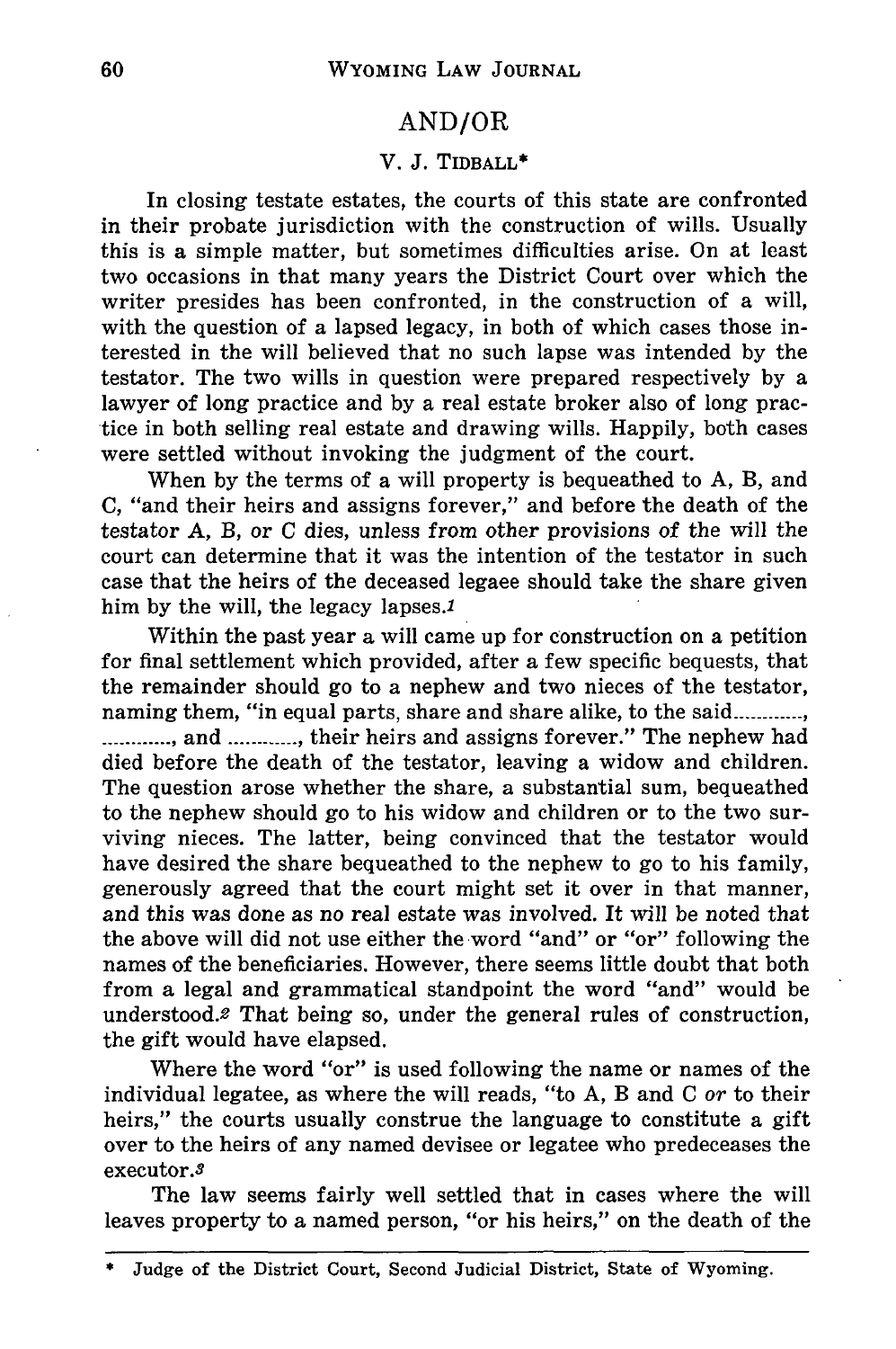## AND/OR

### V. J. TIDBALL*

In closing testate estates, the courts of this state are confronted in their probate jurisdiction with the construction of wills. Usually this is a simple matter, but sometimes difficulties arise. On at least two occasions in that many years the District Court over which the writer presides has been confronted, in the construction of a will, with the question of a lapsed legacy, in both of which cases those interested in the will believed that no such lapse was intended by the testator. The two wills in question were prepared respectively by a lawyer of long practice and by a real estate broker also of long practice in both selling real estate and drawing wills. Happily, both cases were settled without invoking the judgment of the court.

When by the terms of a will property is bequeathed to A, B, and C, "and their heirs and assigns forever," and before the death of the testator A, B, or C dies, unless from other provisions of the will the court can determine that it was the intention of the testator in such case that the heirs of the deceased legaee should take the share given him by the will, the legacy lapses.[1]

Within the past year a will came up for construction on a petition for final settlement which provided, after a few specific bequests, that the remainder should go to a nephew and two nieces of the testator, naming them, "in equal parts, share and share alike, to the said............, ............, and ............, their heirs and assigns forever." The nephew had died before the death of the testator, leaving a widow and children. The question arose whether the share, a substantial sum, bequeathed to the nephew should go to his widow and children or to the two surviving nieces. The latter, being convinced that the testator would have desired the share bequeathed to the nephew to go to his family, generously agreed that the court might set it over in that manner, and this was done as no real estate was involved. It will be noted that the above will did not use either the word "and" or "or" following the names of the beneficiaries. However, there seems little doubt that both from a legal and grammatical standpoint the word "and" would be understood.[2] That being so, under the general rules of construction, the gift would have elapsed.

Where the word "or" is used following the name or names of the individual legatee, as where the will reads, "to A, B and C *or* to their heirs," the courts usually construe the language to constitute a gift over to the heirs of any named devisee or legatee who predeceases the executor.[3]

The law seems fairly well settled that in cases where the will leaves property to a named person, "or his heirs," on the death of the

---

\* Judge of the District Court, Second Judicial District, State of Wyoming.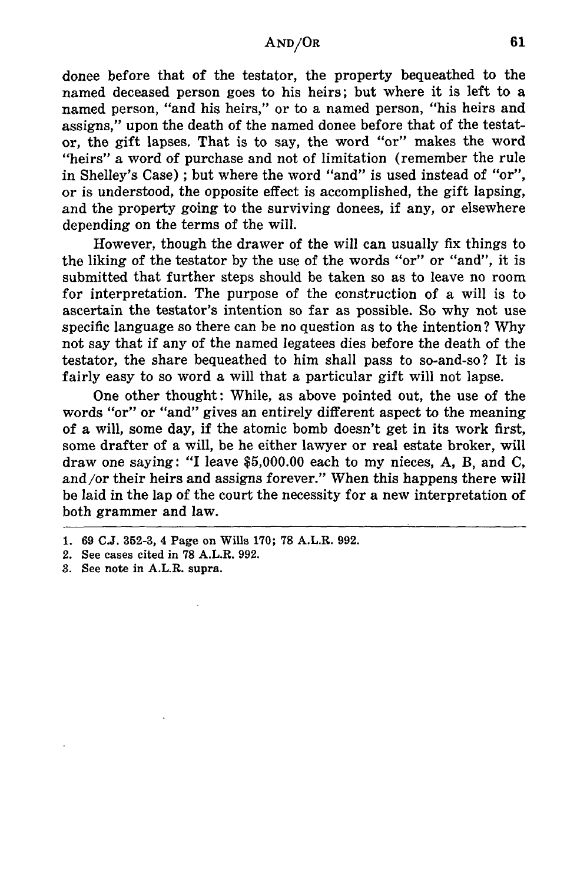donee before that of the testator, the property bequeathed to the named deceased person goes to his heirs; but where it is left to a named person, "and his heirs," or to a named person, "his heirs and assigns," upon the death of the named donee before that of the testator, the gift lapses. That is to say, the word "or" makes the word "heirs" a word of purchase and not of limitation (remember the rule in Shelley's Case); but where the word "and" is used instead of "or", or is understood, the opposite effect is accomplished, the gift lapsing, and the property going to the surviving donees, if any, or elsewhere depending on the terms of the will.

However, though the drawer of the will can usually fix things to the liking of the testator by the use of the words "or" or "and", it is submitted that further steps should be taken so as to leave no room for interpretation. The purpose of the construction of a will is to ascertain the testator's intention so far as possible. So why not use specific language so there can be no question as to the intention? Why not say that if any of the named legatees dies before the death of the testator, the share bequeathed to him shall pass to so-and-so? It is fairly easy to so word a will that a particular gift will not lapse.

One other thought: While, as above pointed out, the use of the words "or" or "and" gives an entirely different aspect to the meaning of a will, some day, if the atomic bomb doesn't get in its work first, some drafter of a will, be he either lawyer or real estate broker, will draw one saying: "I leave $5,000.00 each to my nieces, A, B, and C, and/or their heirs and assigns forever." When this happens there will be laid in the lap of the court the necessity for a new interpretation of both grammer and law.

---

1. 69 C.J. 352-3, 4 Page on Wills 170; 78 A.L.R. 992.
2. See cases cited in 78 A.L.R. 992.
3. See note in A.L.R. supra.